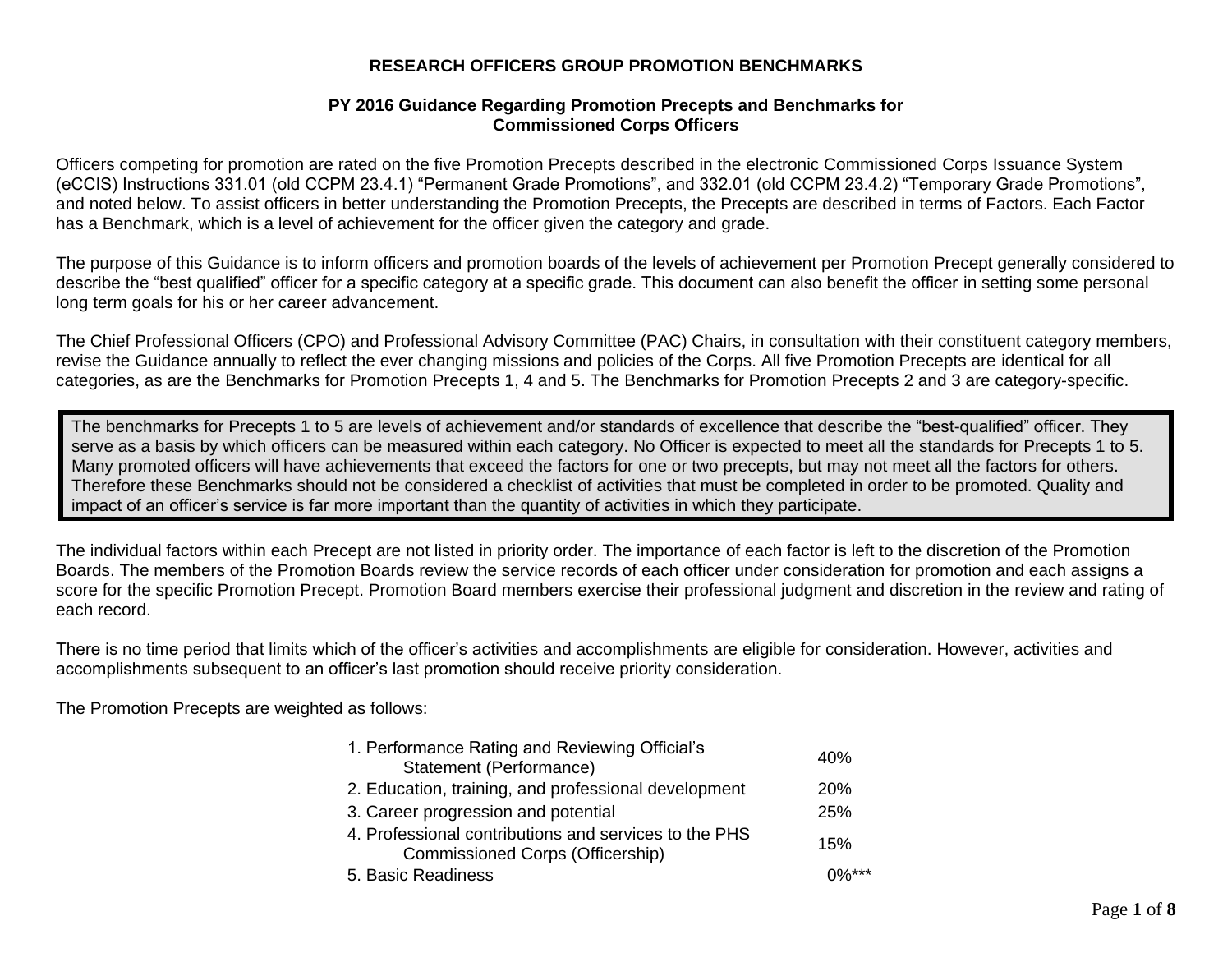# RESEARCH OFFICERS GROUP PROMOTION BENCHMARKS

## PY 2016 Guidance Regarding Promotion Precepts and Benchmarks for Commissioned Corps Officers

Officers competing for promotion are rated on the five Promotion Precepts described in the electronic Commissioned Corps Issuance System (eCCIS) Instructions 331.01 (old CCPM 23.4.1) "Permanent Grade Promotions", and 332.01 (old CCPM 23.4.2) "Temporary Grade Promotions", and noted below. To assist officers in better understanding the Promotion Precepts, the Precepts are described in terms of Factors. Each Factor has a Benchmark, which is a level of achievement for the officer given the category and grade.

The purpose of this Guidance is to inform officers and promotion boards of the levels of achievement per Promotion Precept generally considered to describe the "best qualified" officer for a specific category at a specific grade. This document can also benefit the officer in setting some personal long term goals for his or her career advancement.

The Chief Professional Officers (CPO) and Professional Advisory Committee (PAC) Chairs, in consultation with their constituent category members, revise the Guidance annually to reflect the ever changing missions and policies of the Corps. All five Promotion Precepts are identical for all categories, as are the Benchmarks for Promotion Precepts 1, 4 and 5. The Benchmarks for Promotion Precepts 2 and 3 are category-specific.

> The benchmarks for Precepts 1 to 5 are levels of achievement and/or standards of excellence that describe the "best-qualified" officer. They serve as a basis by which officers can be measured within each category. No Officer is expected to meet all the standards for Precepts 1 to 5. Many promoted officers will have achievements that exceed the factors for one or two precepts, but may not meet all the factors for others. Therefore these Benchmarks should not be considered a checklist of activities that must be completed in order to be promoted. Quality and impact of an officer's service is far more important than the quantity of activities in which they participate.

The individual factors within each Precept are not listed in priority order. The importance of each factor is left to the discretion of the Promotion Boards. The members of the Promotion Boards review the service records of each officer under consideration for promotion and each assigns a score for the specific Promotion Precept. Promotion Board members exercise their professional judgment and discretion in the review and rating of each record.

There is no time period that limits which of the officer's activities and accomplishments are eligible for consideration. However, activities and accomplishments subsequent to an officer's last promotion should receive priority consideration.

The Promotion Precepts are weighted as follows:

| Precept | Weight |
|---|---|
| 1. Performance Rating and Reviewing Official's Statement (Performance) | 40% |
| 2. Education, training, and professional development | 20% |
| 3. Career progression and potential | 25% |
| 4. Professional contributions and services to the PHS Commissioned Corps (Officership) | 15% |
| 5. Basic Readiness | 0%*** |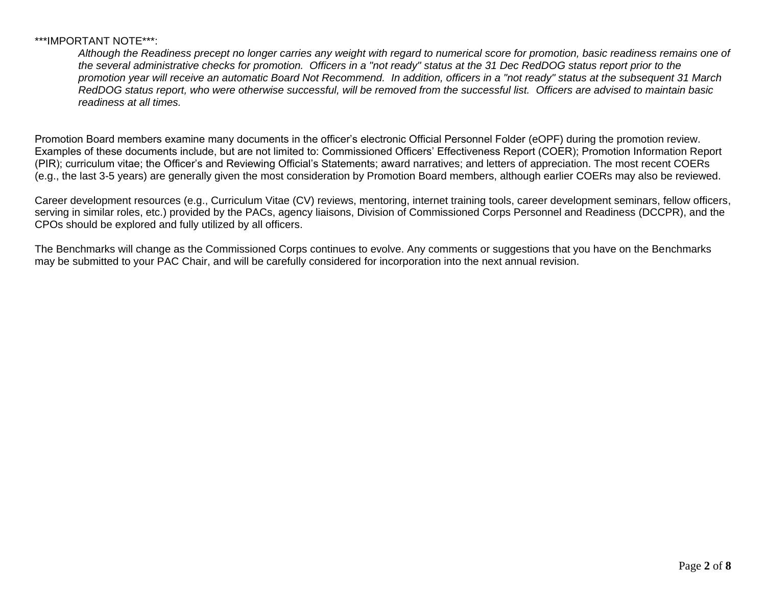***IMPORTANT NOTE***:

> *Although the Readiness precept no longer carries any weight with regard to numerical score for promotion, basic readiness remains one of the several administrative checks for promotion. Officers in a "not ready" status at the 31 Dec RedDOG status report prior to the promotion year will receive an automatic Board Not Recommend. In addition, officers in a "not ready" status at the subsequent 31 March RedDOG status report, who were otherwise successful, will be removed from the successful list. Officers are advised to maintain basic readiness at all times.*

Promotion Board members examine many documents in the officer's electronic Official Personnel Folder (eOPF) during the promotion review. Examples of these documents include, but are not limited to: Commissioned Officers' Effectiveness Report (COER); Promotion Information Report (PIR); curriculum vitae; the Officer's and Reviewing Official's Statements; award narratives; and letters of appreciation. The most recent COERs (e.g., the last 3-5 years) are generally given the most consideration by Promotion Board members, although earlier COERs may also be reviewed.

Career development resources (e.g., Curriculum Vitae (CV) reviews, mentoring, internet training tools, career development seminars, fellow officers, serving in similar roles, etc.) provided by the PACs, agency liaisons, Division of Commissioned Corps Personnel and Readiness (DCCPR), and the CPOs should be explored and fully utilized by all officers.

The Benchmarks will change as the Commissioned Corps continues to evolve. Any comments or suggestions that you have on the Benchmarks may be submitted to your PAC Chair, and will be carefully considered for incorporation into the next annual revision.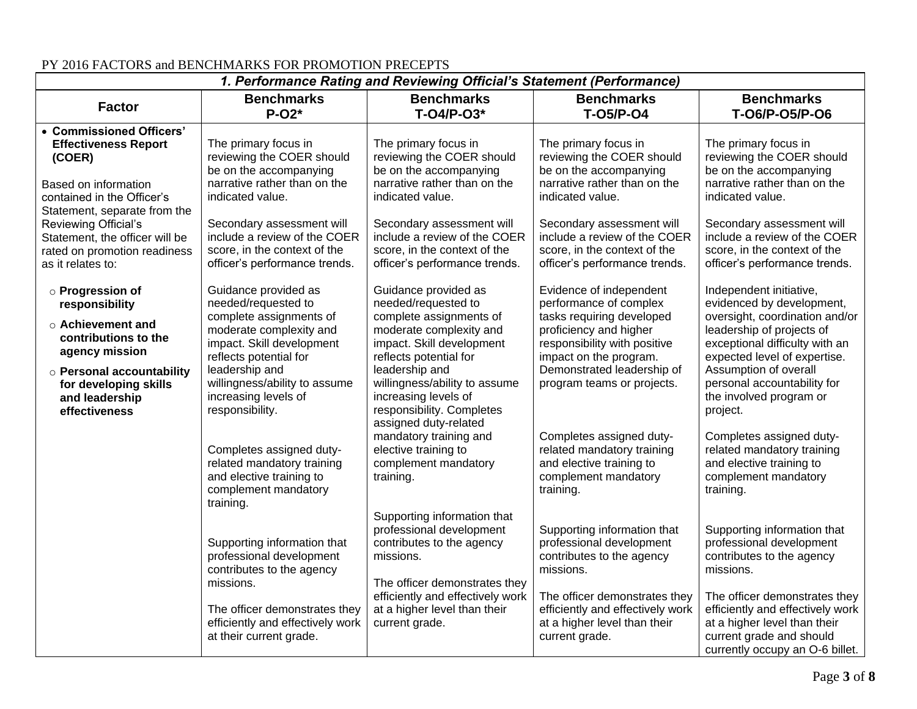PY 2016 FACTORS and BENCHMARKS FOR PROMOTION PRECEPTS

| ***1. Performance Rating and Reviewing Official's Statement (Performance)*** | | | | |
|---|---|---|---|---|
| **Factor** | **Benchmarks P-O2*** | **Benchmarks T-O4/P-O3*** | **Benchmarks T-O5/P-O4** | **Benchmarks T-O6/P-O5/P-O6** |
| • **Commissioned Officers' Effectiveness Report (COER)**<br><br>Based on information contained in the Officer's Statement, separate from the Reviewing Official's Statement, the officer will be rated on promotion readiness as it relates to:<br><br>○ **Progression of responsibility**<br>○ **Achievement and contributions to the agency mission**<br>○ **Personal accountability for developing skills and leadership effectiveness** | The primary focus in reviewing the COER should be on the accompanying narrative rather than on the indicated value.<br><br>Secondary assessment will include a review of the COER score, in the context of the officer's performance trends.<br><br>Guidance provided as needed/requested to complete assignments of moderate complexity and impact. Skill development reflects potential for leadership and willingness/ability to assume increasing levels of responsibility.<br><br>Completes assigned duty-related mandatory training and elective training to complement mandatory training.<br><br>Supporting information that professional development contributes to the agency missions.<br><br>The officer demonstrates they efficiently and effectively work at their current grade. | The primary focus in reviewing the COER should be on the accompanying narrative rather than on the indicated value.<br><br>Secondary assessment will include a review of the COER score, in the context of the officer's performance trends.<br><br>Guidance provided as needed/requested to complete assignments of moderate complexity and impact. Skill development reflects potential for leadership and willingness/ability to assume increasing levels of responsibility. Completes assigned duty-related mandatory training and elective training to complement mandatory training.<br><br>Supporting information that professional development contributes to the agency missions.<br><br>The officer demonstrates they efficiently and effectively work at a higher level than their current grade. | The primary focus in reviewing the COER should be on the accompanying narrative rather than on the indicated value.<br><br>Secondary assessment will include a review of the COER score, in the context of the officer's performance trends.<br><br>Evidence of independent performance of complex tasks requiring developed proficiency and higher responsibility with positive impact on the program. Demonstrated leadership of program teams or projects.<br><br>Completes assigned duty-related mandatory training and elective training to complement mandatory training.<br><br>Supporting information that professional development contributes to the agency missions.<br><br>The officer demonstrates they efficiently and effectively work at a higher level than their current grade. | The primary focus in reviewing the COER should be on the accompanying narrative rather than on the indicated value.<br><br>Secondary assessment will include a review of the COER score, in the context of the officer's performance trends.<br><br>Independent initiative, evidenced by development, oversight, coordination and/or leadership of projects of exceptional difficulty with an expected level of expertise. Assumption of overall personal accountability for the involved program or project.<br><br>Completes assigned duty-related mandatory training and elective training to complement mandatory training.<br><br>Supporting information that professional development contributes to the agency missions.<br><br>The officer demonstrates they efficiently and effectively work at a higher level than their current grade and should currently occupy an O-6 billet. |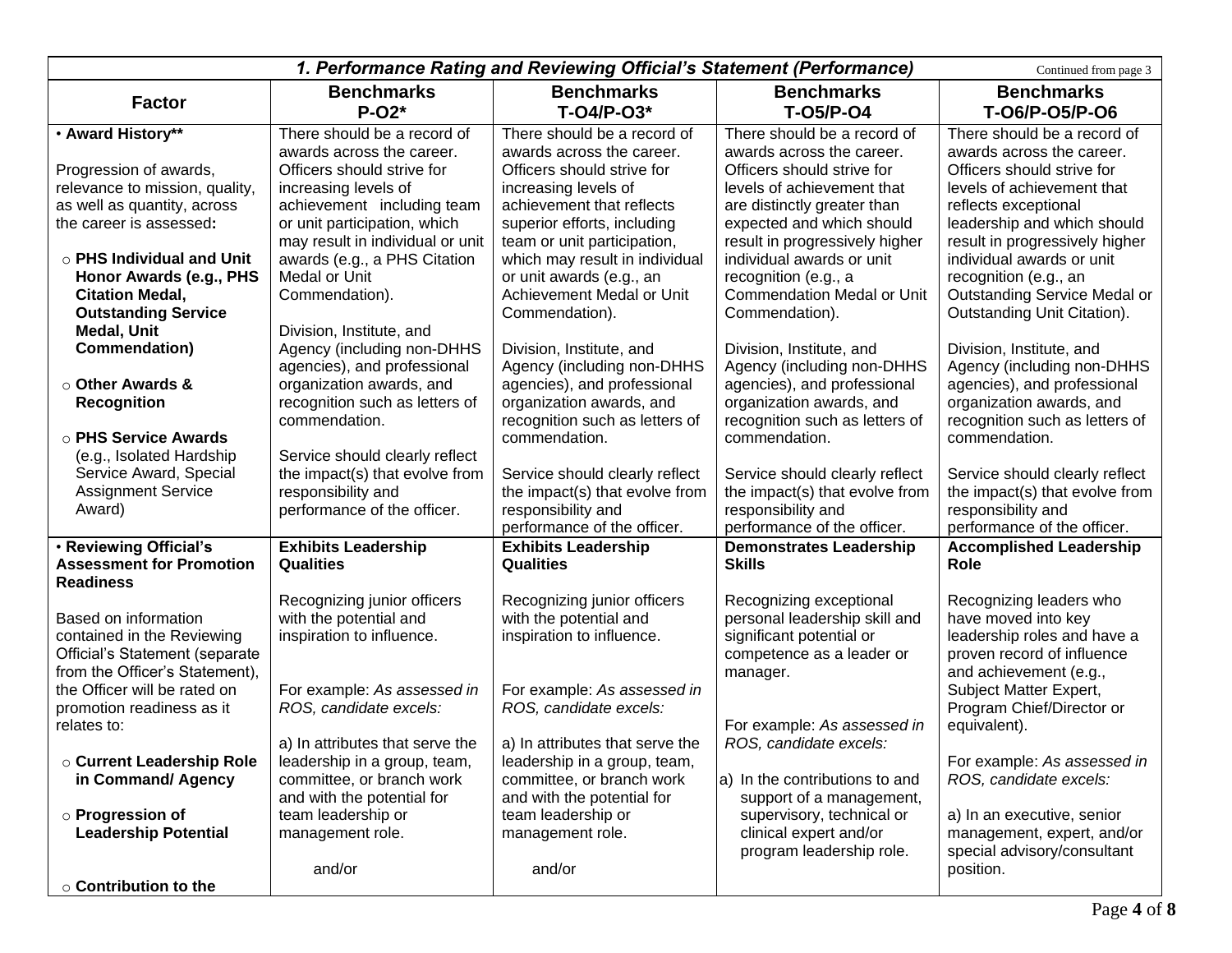| *1. Performance Rating and Reviewing Official's Statement (Performance)* Continued from page 3 | | | | |
|---|---|---|---|---|
| **Factor** | **Benchmarks P-O2*** | **Benchmarks T-O4/P-O3*** | **Benchmarks T-O5/P-O4** | **Benchmarks T-O6/P-O5/P-O6** |
| • **Award History****<br><br>Progression of awards, relevance to mission, quality, as well as quantity, across the career is assessed**:**<br><br>○ **PHS Individual and Unit Honor Awards (e.g., PHS Citation Medal, Outstanding Service Medal, Unit Commendation)**<br><br>○ **Other Awards & Recognition**<br><br>○ **PHS Service Awards** (e.g., Isolated Hardship Service Award, Special Assignment Service Award) | There should be a record of awards across the career. Officers should strive for increasing levels of achievement including team or unit participation, which may result in individual or unit awards (e.g., a PHS Citation Medal or Unit Commendation).<br><br>Division, Institute, and Agency (including non-DHHS agencies), and professional organization awards, and recognition such as letters of commendation.<br><br>Service should clearly reflect the impact(s) that evolve from responsibility and performance of the officer. | There should be a record of awards across the career. Officers should strive for increasing levels of achievement that reflects superior efforts, including team or unit participation, which may result in individual or unit awards (e.g., an Achievement Medal or Unit Commendation).<br><br>Division, Institute, and Agency (including non-DHHS agencies), and professional organization awards, and recognition such as letters of commendation.<br><br>Service should clearly reflect the impact(s) that evolve from responsibility and performance of the officer. | There should be a record of awards across the career. Officers should strive for levels of achievement that are distinctly greater than expected and which should result in progressively higher individual awards or unit recognition (e.g., a Commendation Medal or Unit Commendation).<br><br>Division, Institute, and Agency (including non-DHHS agencies), and professional organization awards, and recognition such as letters of commendation.<br><br>Service should clearly reflect the impact(s) that evolve from responsibility and performance of the officer. | There should be a record of awards across the career. Officers should strive for levels of achievement that reflects exceptional leadership and which should result in progressively higher individual awards or unit recognition (e.g., an Outstanding Service Medal or Outstanding Unit Citation).<br><br>Division, Institute, and Agency (including non-DHHS agencies), and professional organization awards, and recognition such as letters of commendation.<br><br>Service should clearly reflect the impact(s) that evolve from responsibility and performance of the officer. |
| • **Reviewing Official's Assessment for Promotion Readiness**<br><br>Based on information contained in the Reviewing Official's Statement (separate from the Officer's Statement), the Officer will be rated on promotion readiness as it relates to:<br><br>○ **Current Leadership Role in Command/ Agency**<br><br>○ **Progression of Leadership Potential**<br><br>○ **Contribution to the** | **Exhibits Leadership Qualities**<br><br>Recognizing junior officers with the potential and inspiration to influence.<br><br>For example: *As assessed in ROS, candidate excels:*<br><br>a) In attributes that serve the leadership in a group, team, committee, or branch work and with the potential for team leadership or management role.<br><br>and/or | **Exhibits Leadership Qualities**<br><br>Recognizing junior officers with the potential and inspiration to influence.<br><br>For example: *As assessed in ROS, candidate excels:*<br><br>a) In attributes that serve the leadership in a group, team, committee, or branch work and with the potential for team leadership or management role.<br><br>and/or | **Demonstrates Leadership Skills**<br><br>Recognizing exceptional personal leadership skill and significant potential or competence as a leader or manager.<br><br>For example: *As assessed in ROS, candidate excels:*<br><br>a) In the contributions to and support of a management, supervisory, technical or clinical expert and/or program leadership role. | **Accomplished Leadership Role**<br><br>Recognizing leaders who have moved into key leadership roles and have a proven record of influence and achievement (e.g., Subject Matter Expert, Program Chief/Director or equivalent).<br><br>For example: *As assessed in ROS, candidate excels:*<br><br>a) In an executive, senior management, expert, and/or special advisory/consultant position. |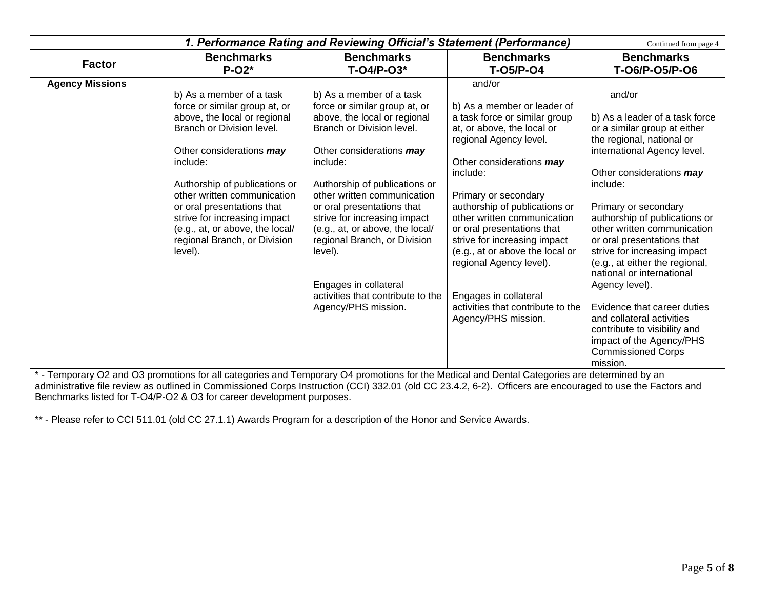### *1. Performance Rating and Reviewing Official's Statement (Performance)*

Continued from page 4

| Factor | Benchmarks P-O2* | Benchmarks T-O4/P-O3* | Benchmarks T-O5/P-O4 | Benchmarks T-O6/P-O5/P-O6 |
|---|---|---|---|---|
| **Agency Missions** | b) As a member of a task force or similar group at, or above, the local or regional Branch or Division level.<br><br>Other considerations ***may*** include:<br><br>Authorship of publications or other written communication or oral presentations that strive for increasing impact (e.g., at, or above, the local/ regional Branch, or Division level). | b) As a member of a task force or similar group at, or above, the local or regional Branch or Division level.<br><br>Other considerations ***may*** include:<br><br>Authorship of publications or other written communication or oral presentations that strive for increasing impact (e.g., at, or above, the local/ regional Branch, or Division level).<br><br>Engages in collateral activities that contribute to the Agency/PHS mission. | and/or<br><br>b) As a member or leader of a task force or similar group at, or above, the local or regional Agency level.<br><br>Other considerations ***may*** include:<br><br>Primary or secondary authorship of publications or other written communication or oral presentations that strive for increasing impact (e.g., at or above the local or regional Agency level).<br><br>Engages in collateral activities that contribute to the Agency/PHS mission. | and/or<br><br>b) As a leader of a task force or a similar group at either the regional, national or international Agency level.<br><br>Other considerations ***may*** include:<br><br>Primary or secondary authorship of publications or other written communication or oral presentations that strive for increasing impact (e.g., at either the regional, national or international Agency level).<br><br>Evidence that career duties and collateral activities contribute to visibility and impact of the Agency/PHS Commissioned Corps mission. |

* - Temporary O2 and O3 promotions for all categories and Temporary O4 promotions for the Medical and Dental Categories are determined by an administrative file review as outlined in Commissioned Corps Instruction (CCI) 332.01 (old CC 23.4.2, 6-2). Officers are encouraged to use the Factors and Benchmarks listed for T-O4/P-O2 & O3 for career development purposes.

** - Please refer to CCI 511.01 (old CC 27.1.1) Awards Program for a description of the Honor and Service Awards.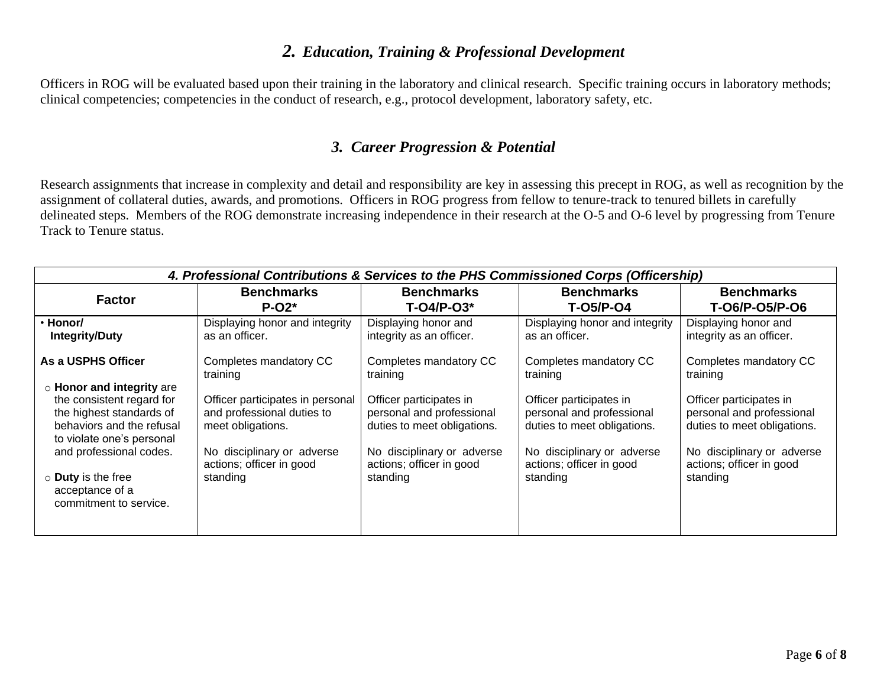## *2. Education, Training & Professional Development*

Officers in ROG will be evaluated based upon their training in the laboratory and clinical research. Specific training occurs in laboratory methods; clinical competencies; competencies in the conduct of research, e.g., protocol development, laboratory safety, etc.

## *3. Career Progression & Potential*

Research assignments that increase in complexity and detail and responsibility are key in assessing this precept in ROG, as well as recognition by the assignment of collateral duties, awards, and promotions. Officers in ROG progress from fellow to tenure-track to tenured billets in carefully delineated steps. Members of the ROG demonstrate increasing independence in their research at the O-5 and O-6 level by progressing from Tenure Track to Tenure status.

| ***4. Professional Contributions & Services to the PHS Commissioned Corps (Officership)*** | | | | |
|---|---|---|---|---|
| **Factor** | **Benchmarks P-O2*** | **Benchmarks T-O4/P-O3*** | **Benchmarks T-O5/P-O4** | **Benchmarks T-O6/P-O5/P-O6** |
| • **Honor/ Integrity/Duty**<br><br>**As a USPHS Officer**<br><br>○ **Honor and integrity** are the consistent regard for the highest standards of behaviors and the refusal to violate one's personal and professional codes.<br><br>○ **Duty** is the free acceptance of a commitment to service. | Displaying honor and integrity as an officer.<br><br>Completes mandatory CC training<br><br>Officer participates in personal and professional duties to meet obligations.<br><br>No disciplinary or adverse actions; officer in good standing | Displaying honor and integrity as an officer.<br><br>Completes mandatory CC training<br><br>Officer participates in personal and professional duties to meet obligations.<br><br>No disciplinary or adverse actions; officer in good standing | Displaying honor and integrity as an officer.<br><br>Completes mandatory CC training<br><br>Officer participates in personal and professional duties to meet obligations.<br><br>No disciplinary or adverse actions; officer in good standing | Displaying honor and integrity as an officer.<br><br>Completes mandatory CC training<br><br>Officer participates in personal and professional duties to meet obligations.<br><br>No disciplinary or adverse actions; officer in good standing |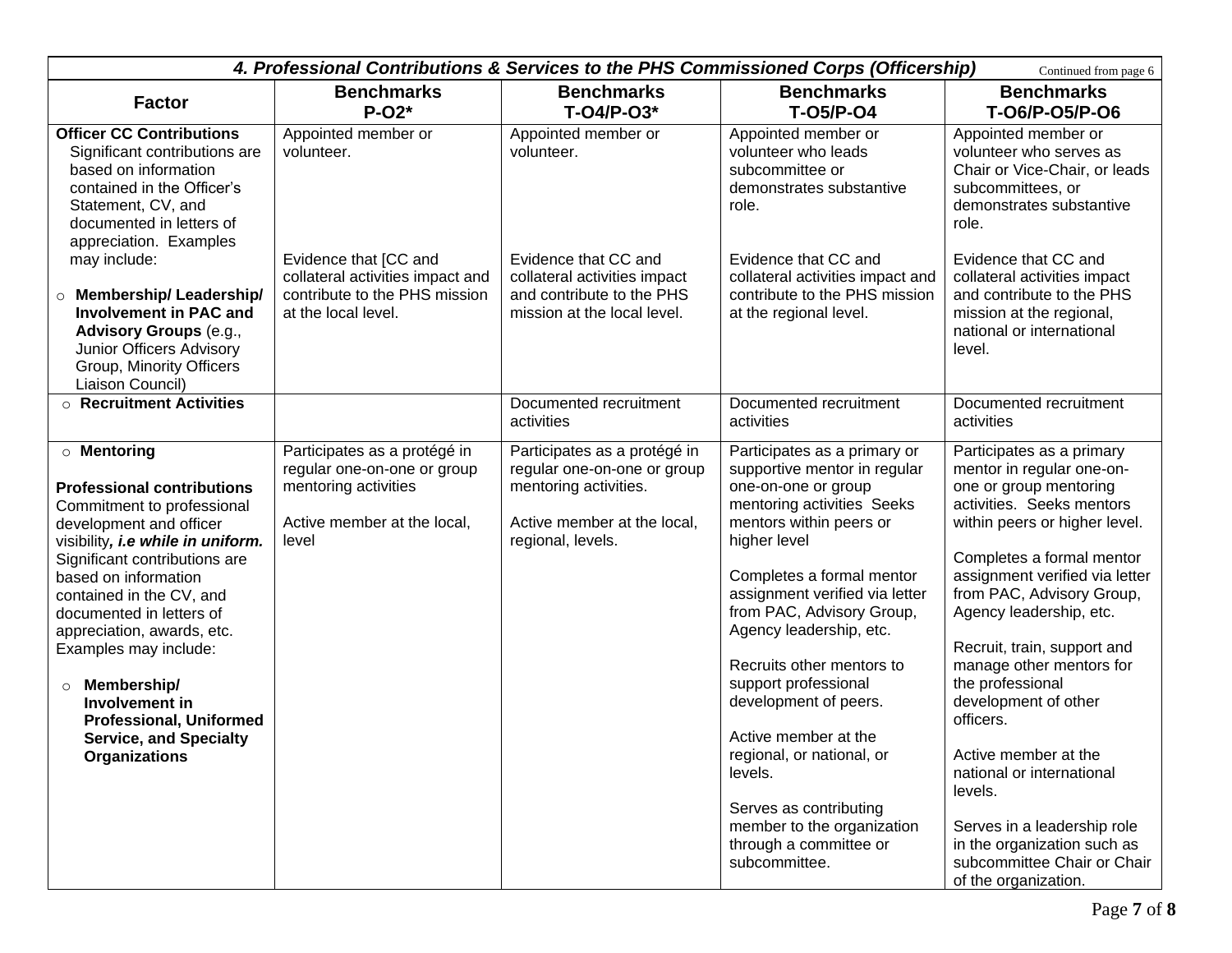| ***4. Professional Contributions & Services to the PHS Commissioned Corps (Officership)*** Continued from page 6 | | | | |
|---|---|---|---|---|
| **Factor** | **Benchmarks P-O2*** | **Benchmarks T-O4/P-O3*** | **Benchmarks T-O5/P-O4** | **Benchmarks T-O6/P-O5/P-O6** |
| **Officer CC Contributions** Significant contributions are based on information contained in the Officer's Statement, CV, and documented in letters of appreciation. Examples may include:<br><br>○ **Membership/ Leadership/ Involvement in PAC and Advisory Groups** (e.g., Junior Officers Advisory Group, Minority Officers Liaison Council) | Appointed member or volunteer.<br><br>Evidence that [CC and collateral activities impact and contribute to the PHS mission at the local level. | Appointed member or volunteer.<br><br>Evidence that CC and collateral activities impact and contribute to the PHS mission at the local level. | Appointed member or volunteer who leads subcommittee or demonstrates substantive role.<br><br>Evidence that CC and collateral activities impact and contribute to the PHS mission at the regional level. | Appointed member or volunteer who serves as Chair or Vice-Chair, or leads subcommittees, or demonstrates substantive role.<br><br>Evidence that CC and collateral activities impact and contribute to the PHS mission at the regional, national or international level. |
| ○ **Recruitment Activities** | | Documented recruitment activities | Documented recruitment activities | Documented recruitment activities |
| ○ **Mentoring**<br><br>**Professional contributions** Commitment to professional development and officer visibility***, i.e while in uniform.*** Significant contributions are based on information contained in the CV, and documented in letters of appreciation, awards, etc. Examples may include:<br><br>○ **Membership/ Involvement in Professional, Uniformed Service, and Specialty Organizations** | Participates as a protégé in regular one-on-one or group mentoring activities<br><br>Active member at the local, level | Participates as a protégé in regular one-on-one or group mentoring activities.<br><br>Active member at the local, regional, levels. | Participates as a primary or supportive mentor in regular one-on-one or group mentoring activities Seeks mentors within peers or higher level<br><br>Completes a formal mentor assignment verified via letter from PAC, Advisory Group, Agency leadership, etc.<br><br>Recruits other mentors to support professional development of peers.<br><br>Active member at the regional, or national, or levels.<br><br>Serves as contributing member to the organization through a committee or subcommittee. | Participates as a primary mentor in regular one-on-one or group mentoring activities. Seeks mentors within peers or higher level.<br><br>Completes a formal mentor assignment verified via letter from PAC, Advisory Group, Agency leadership, etc.<br><br>Recruit, train, support and manage other mentors for the professional development of other officers.<br><br>Active member at the national or international levels.<br><br>Serves in a leadership role in the organization such as subcommittee Chair or Chair of the organization. |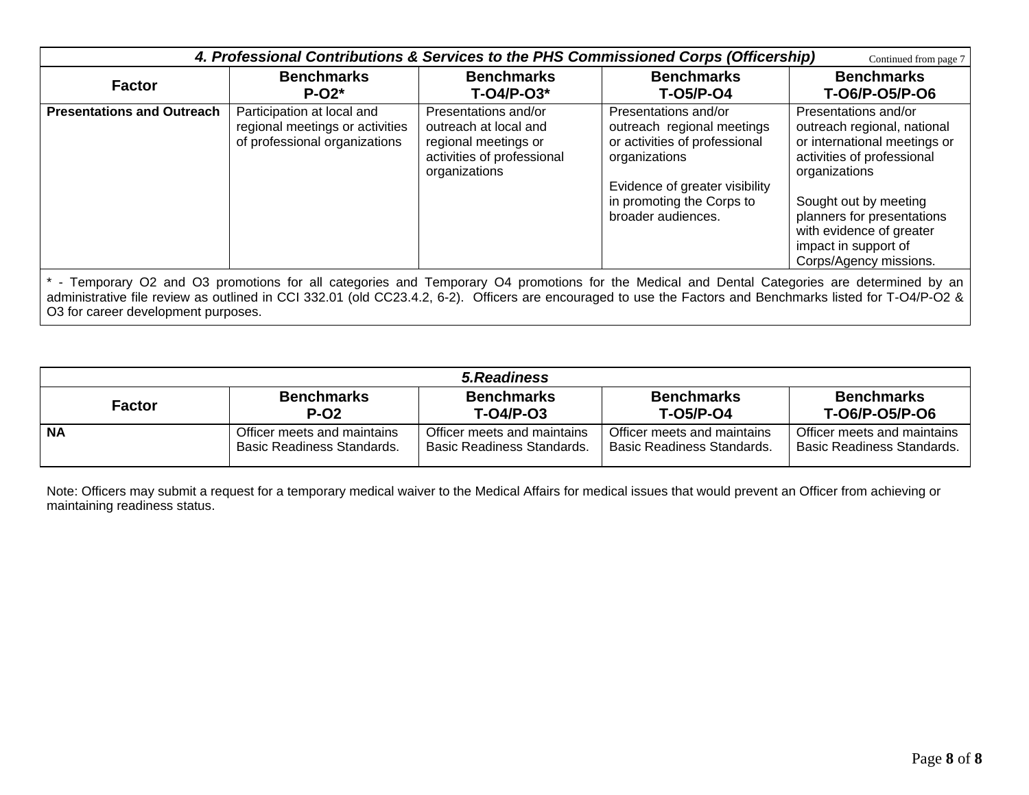| 4. Professional Contributions & Services to the PHS Commissioned Corps (Officership) | | | | Continued from page 7 |
|---|---|---|---|---|
| **Factor** | **Benchmarks P-O2*** | **Benchmarks T-O4/P-O3*** | **Benchmarks T-O5/P-O4** | **Benchmarks T-O6/P-O5/P-O6** |
| **Presentations and Outreach** | Participation at local and regional meetings or activities of professional organizations | Presentations and/or outreach at local and regional meetings or activities of professional organizations | Presentations and/or outreach regional meetings or activities of professional organizations<br><br>Evidence of greater visibility in promoting the Corps to broader audiences. | Presentations and/or outreach regional, national or international meetings or activities of professional organizations<br><br>Sought out by meeting planners for presentations with evidence of greater impact in support of Corps/Agency missions. |

* - Temporary O2 and O3 promotions for all categories and Temporary O4 promotions for the Medical and Dental Categories are determined by an administrative file review as outlined in CCI 332.01 (old CC23.4.2, 6-2). Officers are encouraged to use the Factors and Benchmarks listed for T-O4/P-O2 & O3 for career development purposes.

| 5.Readiness | | | | |
|---|---|---|---|---|
| **Factor** | **Benchmarks P-O2** | **Benchmarks T-O4/P-O3** | **Benchmarks T-O5/P-O4** | **Benchmarks T-O6/P-O5/P-O6** |
| **NA** | Officer meets and maintains Basic Readiness Standards. | Officer meets and maintains Basic Readiness Standards. | Officer meets and maintains Basic Readiness Standards. | Officer meets and maintains Basic Readiness Standards. |

Note: Officers may submit a request for a temporary medical waiver to the Medical Affairs for medical issues that would prevent an Officer from achieving or maintaining readiness status.